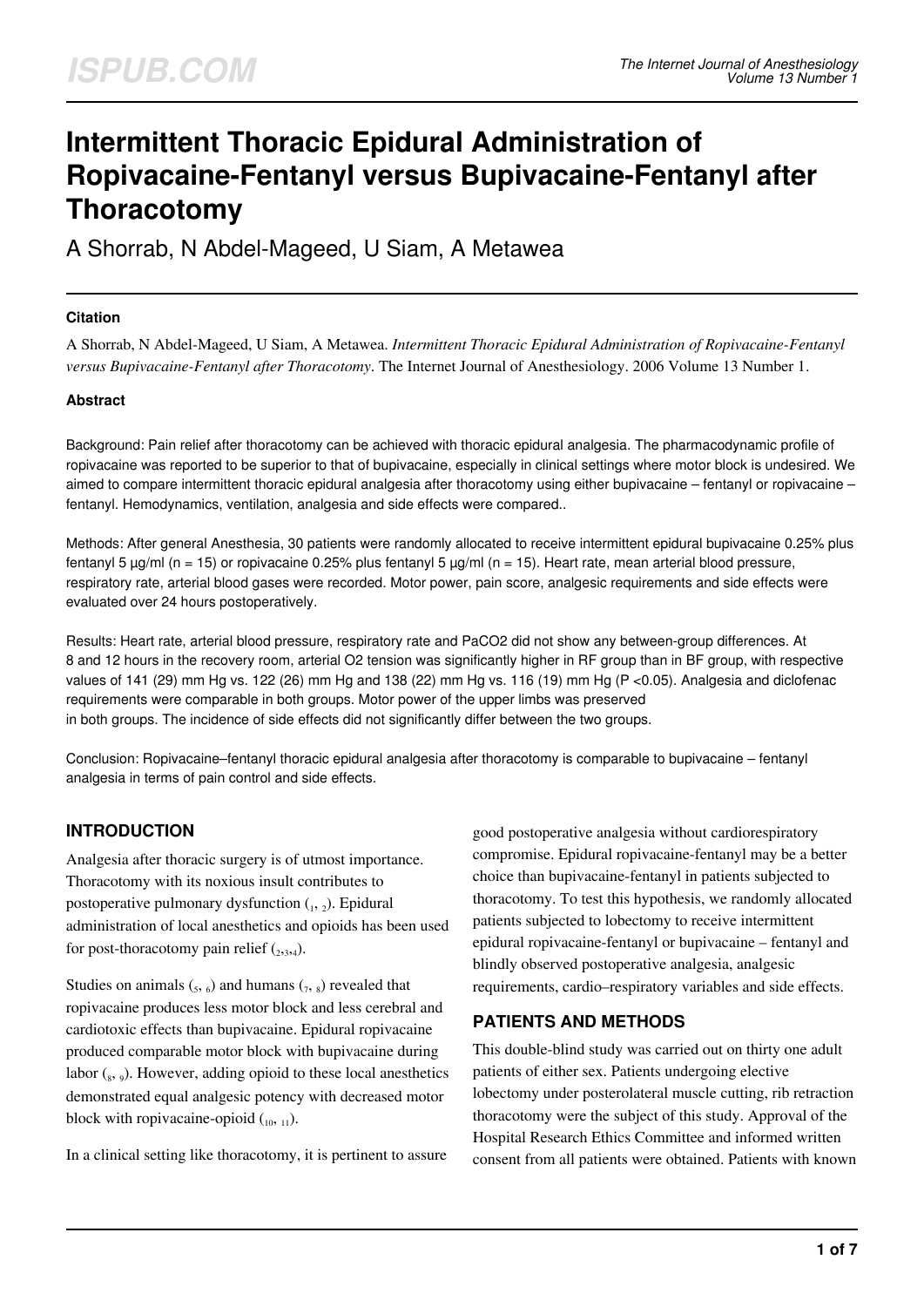# Intermittent Thoracic Epidural Administration of Ropivacaine-Fentanyl versus Bupivacaine-Fentanyl after Thoracotomy

A Shorrab, N Abdel-Mageed, U Siam, A Metawea

### Citation

A Shorrab, N Abdel-Mageed, U Siam, A Metawea. *Intermittent Thoracic Epidural Administration of Ropivacaine-Fentanyl versus Bupivacaine-Fentanyl after Thoracotomy*. The Internet Journal of Anesthesiology. 2006 Volume 13 Number 1.

### Abstract

Background: Pain relief after thoracotomy can be achieved with thoracic epidural analgesia. The pharmacodynamic profile of ropivacaine was reported to be superior to that of bupivacaine, especially in clinical settings where motor block is undesired. We aimed to compare intermittent thoracic epidural analgesia after thoracotomy using either bupivacaine – fentanyl or ropivacaine – fentanyl. Hemodynamics, ventilation, analgesia and side effects were compared..

Methods: After general Anesthesia, 30 patients were randomly allocated to receive intermittent epidural bupivacaine 0.25% plus fentanyl 5 µg/ml (n = 15) or ropivacaine 0.25% plus fentanyl 5 µg/ml (n = 15). Heart rate, mean arterial blood pressure, respiratory rate, arterial blood gases were recorded. Motor power, pain score, analgesic requirements and side effects were evaluated over 24 hours postoperatively.

Results: Heart rate, arterial blood pressure, respiratory rate and $PaCO_2$ did not show any between-group differences. At 8 and 12 hours in the recovery room, arterial $O_2$ tension was significantly higher in RF group than in BF group, with respective values of 141 (29) mm Hg vs. 122 (26) mm Hg and 138 (22) mm Hg vs. 116 (19) mm Hg ($P < 0.05$). Analgesia and diclofenac requirements were comparable in both groups. Motor power of the upper limbs was preserved in both groups. The incidence of side effects did not significantly differ between the two groups.

Conclusion: Ropivacaine–fentanyl thoracic epidural analgesia after thoracotomy is comparable to bupivacaine – fentanyl analgesia in terms of pain control and side effects.

## INTRODUCTION

Analgesia after thoracic surgery is of utmost importance. Thoracotomy with its noxious insult contributes to postoperative pulmonary dysfunction [1, 2]. Epidural administration of local anesthetics and opioids has been used for post-thoracotomy pain relief [2,3,4].

Studies on animals [5, 6] and humans [7, 8] revealed that ropivacaine produces less motor block and less cerebral and cardiotoxic effects than bupivacaine. Epidural ropivacaine produced comparable motor block with bupivacaine during labor [8, 9]. However, adding opioid to these local anesthetics demonstrated equal analgesic potency with decreased motor block with ropivacaine-opioid [10, 11].

In a clinical setting like thoracotomy, it is pertinent to assure good postoperative analgesia without cardiorespiratory compromise. Epidural ropivacaine-fentanyl may be a better choice than bupivacaine-fentanyl in patients subjected to thoracotomy. To test this hypothesis, we randomly allocated patients subjected to lobectomy to receive intermittent epidural ropivacaine-fentanyl or bupivacaine – fentanyl and blindly observed postoperative analgesia, analgesic requirements, cardio–respiratory variables and side effects.

## PATIENTS AND METHODS

This double-blind study was carried out on thirty one adult patients of either sex. Patients undergoing elective lobectomy under posterolateral muscle cutting, rib retraction thoracotomy were the subject of this study. Approval of the Hospital Research Ethics Committee and informed written consent from all patients were obtained. Patients with known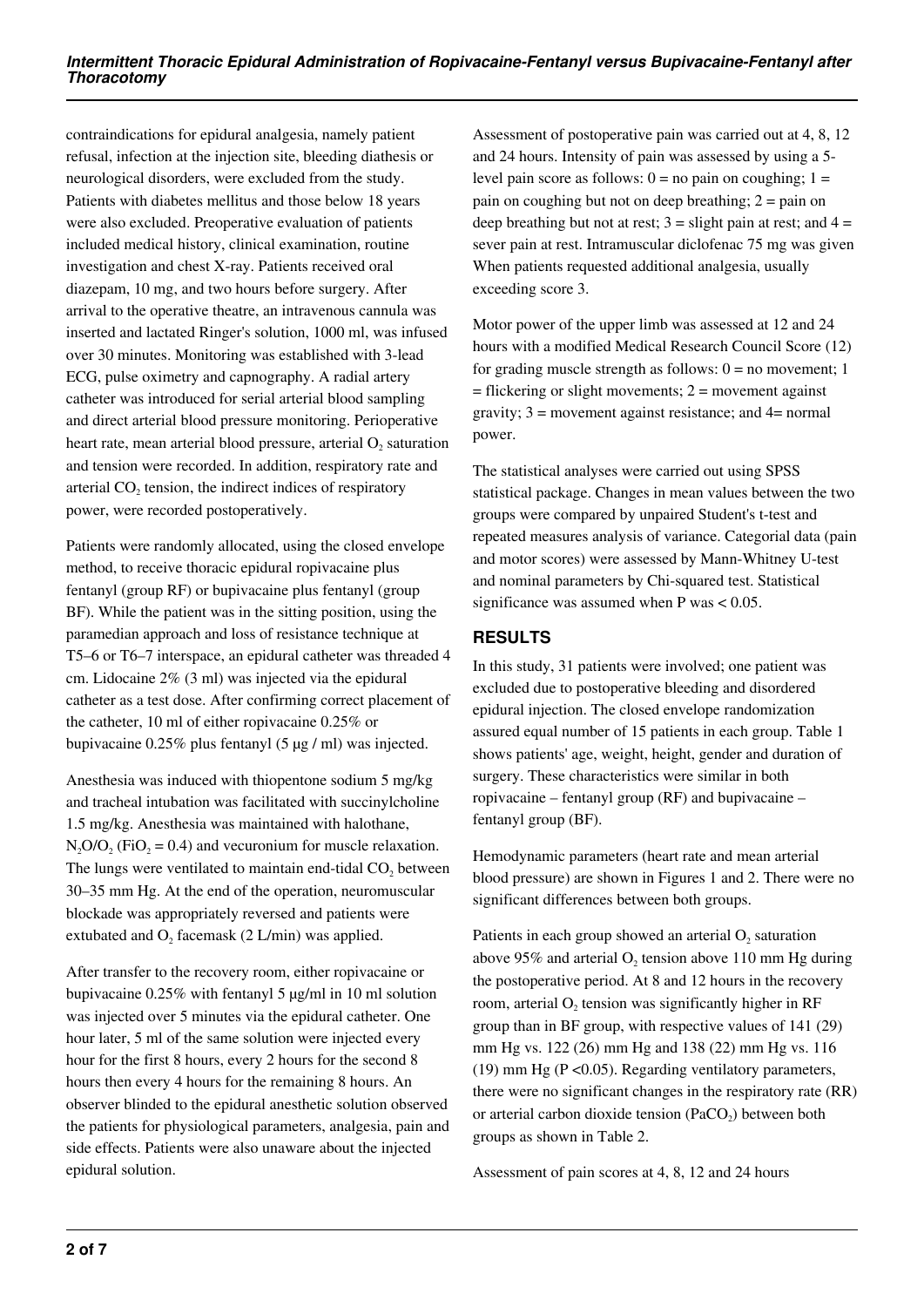contraindications for epidural analgesia, namely patient refusal, infection at the injection site, bleeding diathesis or neurological disorders, were excluded from the study. Patients with diabetes mellitus and those below 18 years were also excluded. Preoperative evaluation of patients included medical history, clinical examination, routine investigation and chest X-ray. Patients received oral diazepam, 10 mg, and two hours before surgery. After arrival to the operative theatre, an intravenous cannula was inserted and lactated Ringer's solution, 1000 ml, was infused over 30 minutes. Monitoring was established with 3-lead ECG, pulse oximetry and capnography. A radial artery catheter was introduced for serial arterial blood sampling and direct arterial blood pressure monitoring. Perioperative heart rate, mean arterial blood pressure, arterial $O_2$ saturation and tension were recorded. In addition, respiratory rate and arterial $CO_2$ tension, the indirect indices of respiratory power, were recorded postoperatively.

Patients were randomly allocated, using the closed envelope method, to receive thoracic epidural ropivacaine plus fentanyl (group RF) or bupivacaine plus fentanyl (group BF). While the patient was in the sitting position, using the paramedian approach and loss of resistance technique at T5–6 or T6–7 interspace, an epidural catheter was threaded 4 cm. Lidocaine 2% (3 ml) was injected via the epidural catheter as a test dose. After confirming correct placement of the catheter, 10 ml of either ropivacaine 0.25% or bupivacaine 0.25% plus fentanyl (5 µg / ml) was injected.

Anesthesia was induced with thiopentone sodium 5 mg/kg and tracheal intubation was facilitated with succinylcholine 1.5 mg/kg. Anesthesia was maintained with halothane, $N_2O/O_2$ ($FiO_2 = 0.4$) and vecuronium for muscle relaxation. The lungs were ventilated to maintain end-tidal $CO_2$ between 30–35 mm Hg. At the end of the operation, neuromuscular blockade was appropriately reversed and patients were extubated and $O_2$ facemask (2 L/min) was applied.

After transfer to the recovery room, either ropivacaine or bupivacaine 0.25% with fentanyl 5 µg/ml in 10 ml solution was injected over 5 minutes via the epidural catheter. One hour later, 5 ml of the same solution were injected every hour for the first 8 hours, every 2 hours for the second 8 hours then every 4 hours for the remaining 8 hours. An observer blinded to the epidural anesthetic solution observed the patients for physiological parameters, analgesia, pain and side effects. Patients were also unaware about the injected epidural solution.

Assessment of postoperative pain was carried out at 4, 8, 12 and 24 hours. Intensity of pain was assessed by using a 5-level pain score as follows: 0 = no pain on coughing; 1 = pain on coughing but not on deep breathing; 2 = pain on deep breathing but not at rest; 3 = slight pain at rest; and 4 = sever pain at rest. Intramuscular diclofenac 75 mg was given When patients requested additional analgesia, usually exceeding score 3.

Motor power of the upper limb was assessed at 12 and 24 hours with a modified Medical Research Council Score (12) for grading muscle strength as follows: 0 = no movement; 1 = flickering or slight movements; 2 = movement against gravity; 3 = movement against resistance; and 4= normal power.

The statistical analyses were carried out using SPSS statistical package. Changes in mean values between the two groups were compared by unpaired Student's t-test and repeated measures analysis of variance. Categorial data (pain and motor scores) were assessed by Mann-Whitney U-test and nominal parameters by Chi-squared test. Statistical significance was assumed when P was < 0.05.

## RESULTS

In this study, 31 patients were involved; one patient was excluded due to postoperative bleeding and disordered epidural injection. The closed envelope randomization assured equal number of 15 patients in each group. Table 1 shows patients' age, weight, height, gender and duration of surgery. These characteristics were similar in both ropivacaine – fentanyl group (RF) and bupivacaine – fentanyl group (BF).

Hemodynamic parameters (heart rate and mean arterial blood pressure) are shown in Figures 1 and 2. There were no significant differences between both groups.

Patients in each group showed an arterial $O_2$ saturation above 95% and arterial $O_2$ tension above 110 mm Hg during the postoperative period. At 8 and 12 hours in the recovery room, arterial $O_2$ tension was significantly higher in RF group than in BF group, with respective values of 141 (29) mm Hg vs. 122 (26) mm Hg and 138 (22) mm Hg vs. 116 (19) mm Hg ($P < 0.05$). Regarding ventilatory parameters, there were no significant changes in the respiratory rate (RR) or arterial carbon dioxide tension ($PaCO_2$) between both groups as shown in Table 2.

Assessment of pain scores at 4, 8, 12 and 24 hours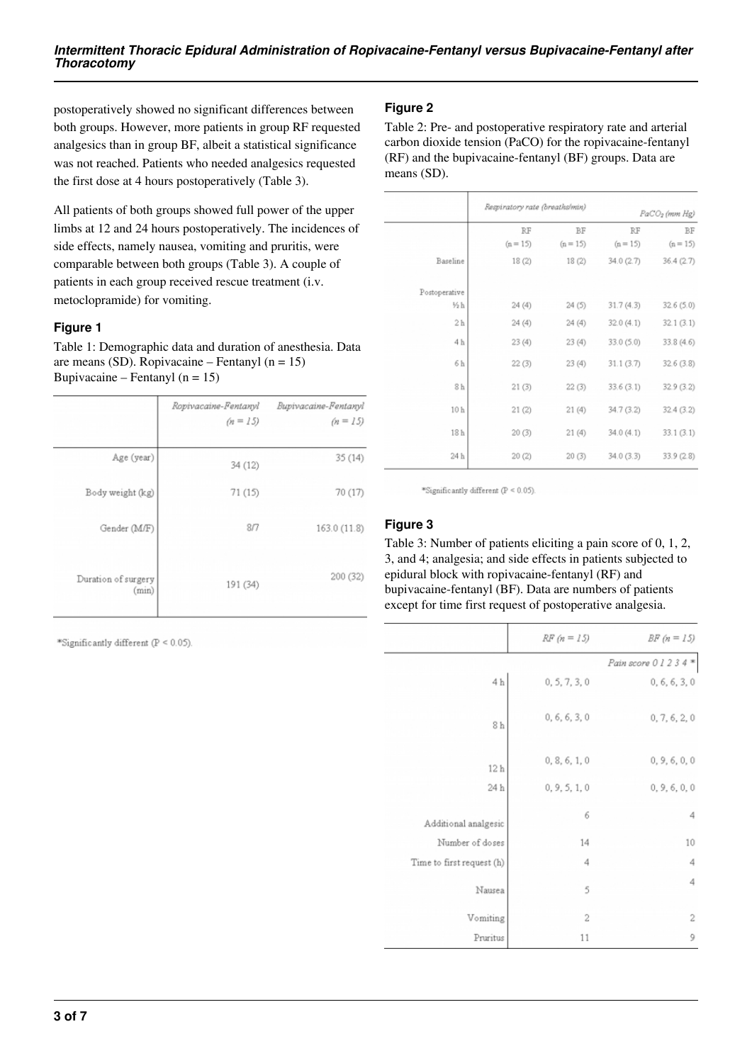postoperatively showed no significant differences between both groups. However, more patients in group RF requested analgesics than in group BF, albeit a statistical significance was not reached. Patients who needed analgesics requested the first dose at 4 hours postoperatively (Table 3).

All patients of both groups showed full power of the upper limbs at 12 and 24 hours postoperatively. The incidences of side effects, namely nausea, vomiting and pruritis, were comparable between both groups (Table 3). A couple of patients in each group received rescue treatment (i.v. metoclopramide) for vomiting.

### Figure 1

Table 1: Demographic data and duration of anesthesia. Data are means (SD). Ropivacaine – Fentanyl (n = 15) Bupivacaine – Fentanyl (n = 15)

| | Ropivacaine-Fentanyl (n = 15) | Bupivacaine-Fentanyl (n = 15) |
|---|---|---|
| Age (year) | 34 (12) | 35 (14) |
| Body weight (kg) | 71 (15) | 70 (17) |
| Gender (M/F) | 8/7 | 163.0 (11.8) |
| Duration of surgery (min) | 191 (34) | 200 (32) |

*Significantly different (P < 0.05).

### Figure 2

Table 2: Pre- and postoperative respiratory rate and arterial carbon dioxide tension (PaCO) for the ropivacaine-fentanyl (RF) and the bupivacaine-fentanyl (BF) groups. Data are means (SD).

| | Respiratory rate (breaths/min) | | $PaCO_2$ (mm Hg) | |
|---|---|---|---|---|
| | RF (n = 15) | BF (n = 15) | RF (n = 15) | BF (n = 15) |
| Baseline | 18 (2) | 18 (2) | 34.0 (2.7) | 36.4 (2.7) |
| Postoperative | | | | |
| ½ h | 24 (4) | 24 (5) | 31.7 (4.3) | 32.6 (5.0) |
| 2 h | 24 (4) | 24 (4) | 32.0 (4.1) | 32.1 (3.1) |
| 4 h | 23 (4) | 23 (4) | 33.0 (5.0) | 33.8 (4.6) |
| 6 h | 22 (3) | 23 (4) | 31.1 (3.7) | 32.6 (3.8) |
| 8 h | 21 (3) | 22 (3) | 33.6 (3.1) | 32.9 (3.2) |
| 10 h | 21 (2) | 21 (4) | 34.7 (3.2) | 32.4 (3.2) |
| 18 h | 20 (3) | 21 (4) | 34.0 (4.1) | 33.1 (3.1) |
| 24 h | 20 (2) | 20 (3) | 34.0 (3.3) | 33.9 (2.8) |

*Significantly different (P < 0.05).

### Figure 3

Table 3: Number of patients eliciting a pain score of 0, 1, 2, 3, and 4; analgesia; and side effects in patients subjected to epidural block with ropivacaine-fentanyl (RF) and bupivacaine-fentanyl (BF). Data are numbers of patients except for time first request of postoperative analgesia.

| | RF (n = 15) | BF (n = 15) |
|---|---|---|
| | | Pain score 0 1 2 3 4 * |
| 4 h | 0, 5, 7, 3, 0 | 0, 6, 6, 3, 0 |
| 8 h | 0, 6, 6, 3, 0 | 0, 7, 6, 2, 0 |
| 12 h | 0, 8, 6, 1, 0 | 0, 9, 6, 0, 0 |
| 24 h | 0, 9, 5, 1, 0 | 0, 9, 6, 0, 0 |
| Additional analgesic | 6 | 4 |
| Number of doses | 14 | 10 |
| Time to first request (h) | 4 | 4 |
| Nausea | 5 | 4 |
| Vomiting | 2 | 2 |
| Pruritus | 11 | 9 |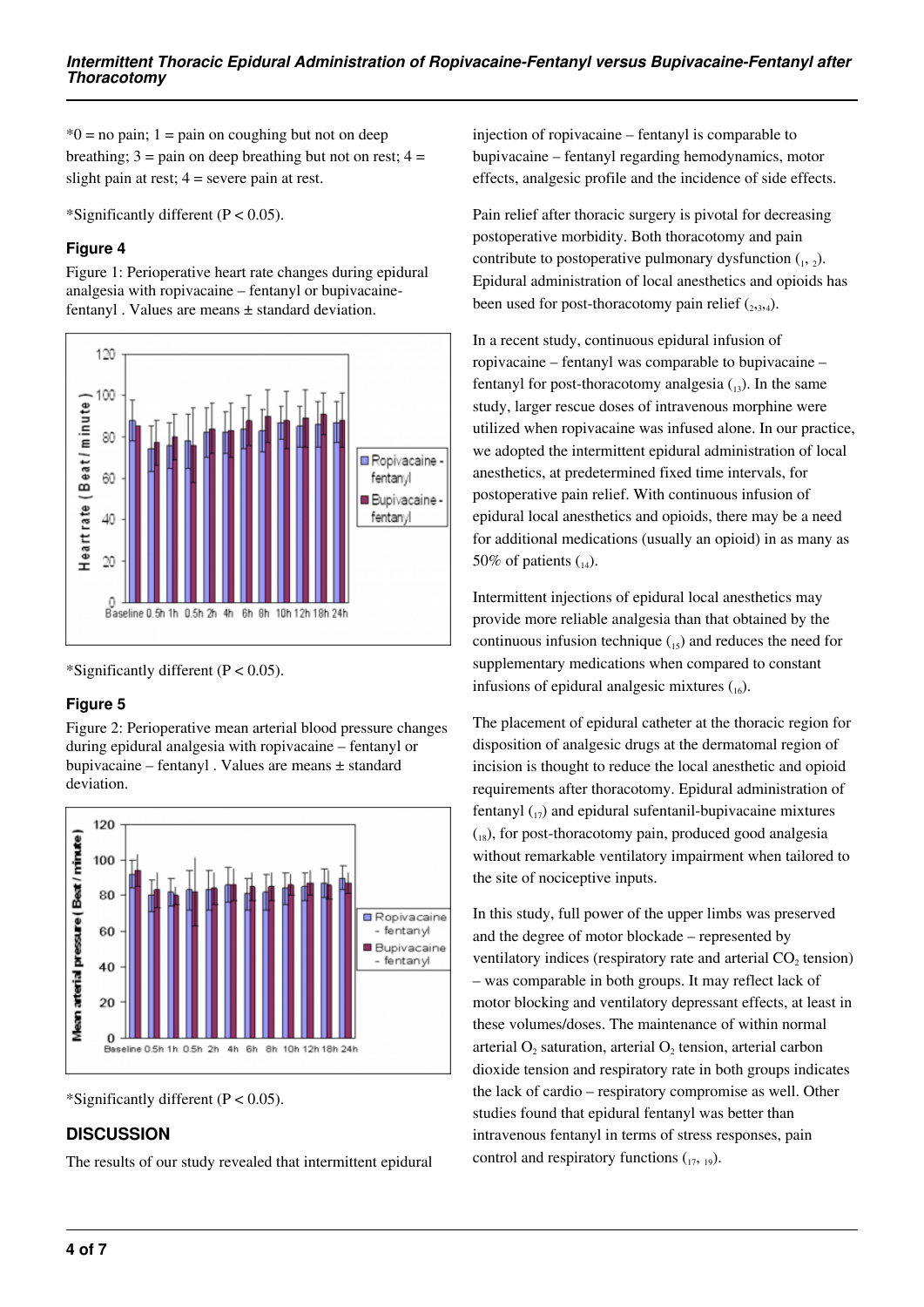*0 = no pain; 1 = pain on coughing but not on deep breathing; 3 = pain on deep breathing but not on rest; 4 = slight pain at rest; 4 = severe pain at rest.

*Significantly different ($P < 0.05$).

### Figure 4

Figure 1: Perioperative heart rate changes during epidural analgesia with ropivacaine – fentanyl or bupivacaine-fentanyl . Values are means ± standard deviation.

*Significantly different ($P < 0.05$).

### Figure 5

Figure 2: Perioperative mean arterial blood pressure changes during epidural analgesia with ropivacaine – fentanyl or bupivacaine – fentanyl . Values are means ± standard deviation.

*Significantly different ($P < 0.05$).

## DISCUSSION

The results of our study revealed that intermittent epidural injection of ropivacaine – fentanyl is comparable to bupivacaine – fentanyl regarding hemodynamics, motor effects, analgesic profile and the incidence of side effects.

Pain relief after thoracic surgery is pivotal for decreasing postoperative morbidity. Both thoracotomy and pain contribute to postoperative pulmonary dysfunction [1, 2]. Epidural administration of local anesthetics and opioids has been used for post-thoracotomy pain relief [2,3,4].

In a recent study, continuous epidural infusion of ropivacaine – fentanyl was comparable to bupivacaine – fentanyl for post-thoracotomy analgesia [13]. In the same study, larger rescue doses of intravenous morphine were utilized when ropivacaine was infused alone. In our practice, we adopted the intermittent epidural administration of local anesthetics, at predetermined fixed time intervals, for postoperative pain relief. With continuous infusion of epidural local anesthetics and opioids, there may be a need for additional medications (usually an opioid) in as many as 50% of patients [14].

Intermittent injections of epidural local anesthetics may provide more reliable analgesia than that obtained by the continuous infusion technique [15] and reduces the need for supplementary medications when compared to constant infusions of epidural analgesic mixtures [16].

The placement of epidural catheter at the thoracic region for disposition of analgesic drugs at the dermatomal region of incision is thought to reduce the local anesthetic and opioid requirements after thoracotomy. Epidural administration of fentanyl [17] and epidural sufentanil-bupivacaine mixtures [18], for post-thoracotomy pain, produced good analgesia without remarkable ventilatory impairment when tailored to the site of nociceptive inputs.

In this study, full power of the upper limbs was preserved and the degree of motor blockade – represented by ventilatory indices (respiratory rate and arterial $CO_2$ tension) – was comparable in both groups. It may reflect lack of motor blocking and ventilatory depressant effects, at least in these volumes/doses. The maintenance of within normal arterial $O_2$ saturation, arterial $O_2$ tension, arterial carbon dioxide tension and respiratory rate in both groups indicates the lack of cardio – respiratory compromise as well. Other studies found that epidural fentanyl was better than intravenous fentanyl in terms of stress responses, pain control and respiratory functions [17, 19].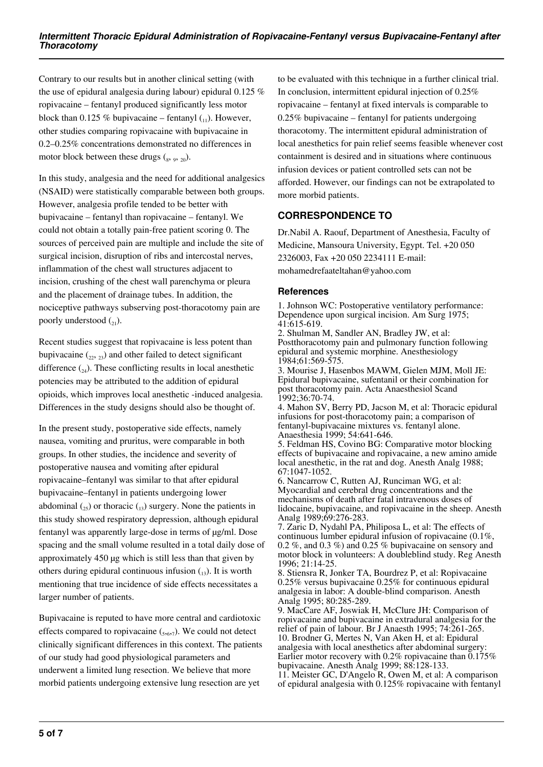Contrary to our results but in another clinical setting (with the use of epidural analgesia during labour) epidural 0.125 % ropivacaine – fentanyl produced significantly less motor block than 0.125 % bupivacaine – fentanyl [11]. However, other studies comparing ropivacaine with bupivacaine in 0.2–0.25% concentrations demonstrated no differences in motor block between these drugs [8, 9, 20].

In this study, analgesia and the need for additional analgesics (NSAID) were statistically comparable between both groups. However, analgesia profile tended to be better with bupivacaine – fentanyl than ropivacaine – fentanyl. We could not obtain a totally pain-free patient scoring 0. The sources of perceived pain are multiple and include the site of surgical incision, disruption of ribs and intercostal nerves, inflammation of the chest wall structures adjacent to incision, crushing of the chest wall parenchyma or pleura and the placement of drainage tubes. In addition, the nociceptive pathways subserving post-thoracotomy pain are poorly understood [21].

Recent studies suggest that ropivacaine is less potent than bupivacaine [22, 23] and other failed to detect significant difference [24]. These conflicting results in local anesthetic potencies may be attributed to the addition of epidural opioids, which improves local anesthetic -induced analgesia. Differences in the study designs should also be thought of.

In the present study, postoperative side effects, namely nausea, vomiting and pruritus, were comparable in both groups. In other studies, the incidence and severity of postoperative nausea and vomiting after epidural ropivacaine–fentanyl was similar to that after epidural bupivacaine–fentanyl in patients undergoing lower abdominal [25] or thoracic [13] surgery. None the patients in this study showed respiratory depression, although epidural fentanyl was apparently large-dose in terms of μg/ml. Dose spacing and the small volume resulted in a total daily dose of approximately 450 μg which is still less than that given by others during epidural continuous infusion [13]. It is worth mentioning that true incidence of side effects necessitates a larger number of patients.

Bupivacaine is reputed to have more central and cardiotoxic effects compared to ropivacaine [5,6,7]. We could not detect clinically significant differences in this context. The patients of our study had good physiological parameters and underwent a limited lung resection. We believe that more morbid patients undergoing extensive lung resection are yet to be evaluated with this technique in a further clinical trial. In conclusion, intermittent epidural injection of 0.25% ropivacaine – fentanyl at fixed intervals is comparable to 0.25% bupivacaine – fentanyl for patients undergoing thoracotomy. The intermittent epidural administration of local anesthetics for pain relief seems feasible whenever cost containment is desired and in situations where continuous infusion devices or patient controlled sets can not be afforded. However, our findings can not be extrapolated to more morbid patients.

## CORRESPONDENCE TO

Dr.Nabil A. Raouf, Department of Anesthesia, Faculty of Medicine, Mansoura University, Egypt. Tel. +20 050 2326003, Fax +20 050 2234111 E-mail: mohamedrefaateltahan@yahoo.com

### References

1. Johnson WC: Postoperative ventilatory performance: Dependence upon surgical incision. Am Surg 1975; 41:615-619.
2. Shulman M, Sandler AN, Bradley JW, et al: Postthoracotomy pain and pulmonary function following epidural and systemic morphine. Anesthesiology 1984;61:569-575.
3. Mourise J, Hasenbos MAWM, Gielen MJM, Moll JE: Epidural bupivacaine, sufentanil or their combination for post thoracotomy pain. Acta Anaesthesiol Scand 1992;36:70-74.
4. Mahon SV, Berry PD, Jacson M, et al: Thoracic epidural infusions for post-thoracotomy pain; a comparison of fentanyl-bupivacaine mixtures vs. fentanyl alone. Anaesthesia 1999; 54:641-646.
5. Feldman HS, Covino BG: Comparative motor blocking effects of bupivacaine and ropivacaine, a new amino amide local anesthetic, in the rat and dog. Anesth Analg 1988; 67:1047-1052.
6. Nancarrow C, Rutten AJ, Runciman WG, et al: Myocardial and cerebral drug concentrations and the mechanisms of death after fatal intravenous doses of lidocaine, bupivacaine, and ropivacaine in the sheep. Anesth Analg 1989;69:276-283.
7. Zaric D, Nydahl PA, Philiposa L, et al: The effects of continuous lumber epidural infusion of ropivacaine (0.1%, 0.2 %, and 0.3 %) and 0.25 % bupivacaine on sensory and motor block in volunteers: A doubleblind study. Reg Anesth 1996; 21:14-25.
8. Stiensra R, Jonker TA, Bourdrez P, et al: Ropivacaine 0.25% versus bupivacaine 0.25% for continuous epidural analgesia in labor: A double-blind comparison. Anesth Analg 1995; 80:285-289.
9. MacCare AF, Joswiak H, McClure JH: Comparison of ropivacaine and bupivacaine in extradural analgesia for the relief of pain of labour. Br J Anaesth 1995; 74:261-265.
10. Brodner G, Mertes N, Van Aken H, et al: Epidural analgesia with local anesthetics after abdominal surgery: Earlier motor recovery with 0.2% ropivacaine than 0.175% bupivacaine. Anesth Analg 1999; 88:128-133.
11. Meister GC, D'Angelo R, Owen M, et al: A comparison of epidural analgesia with 0.125% ropivacaine with fentanyl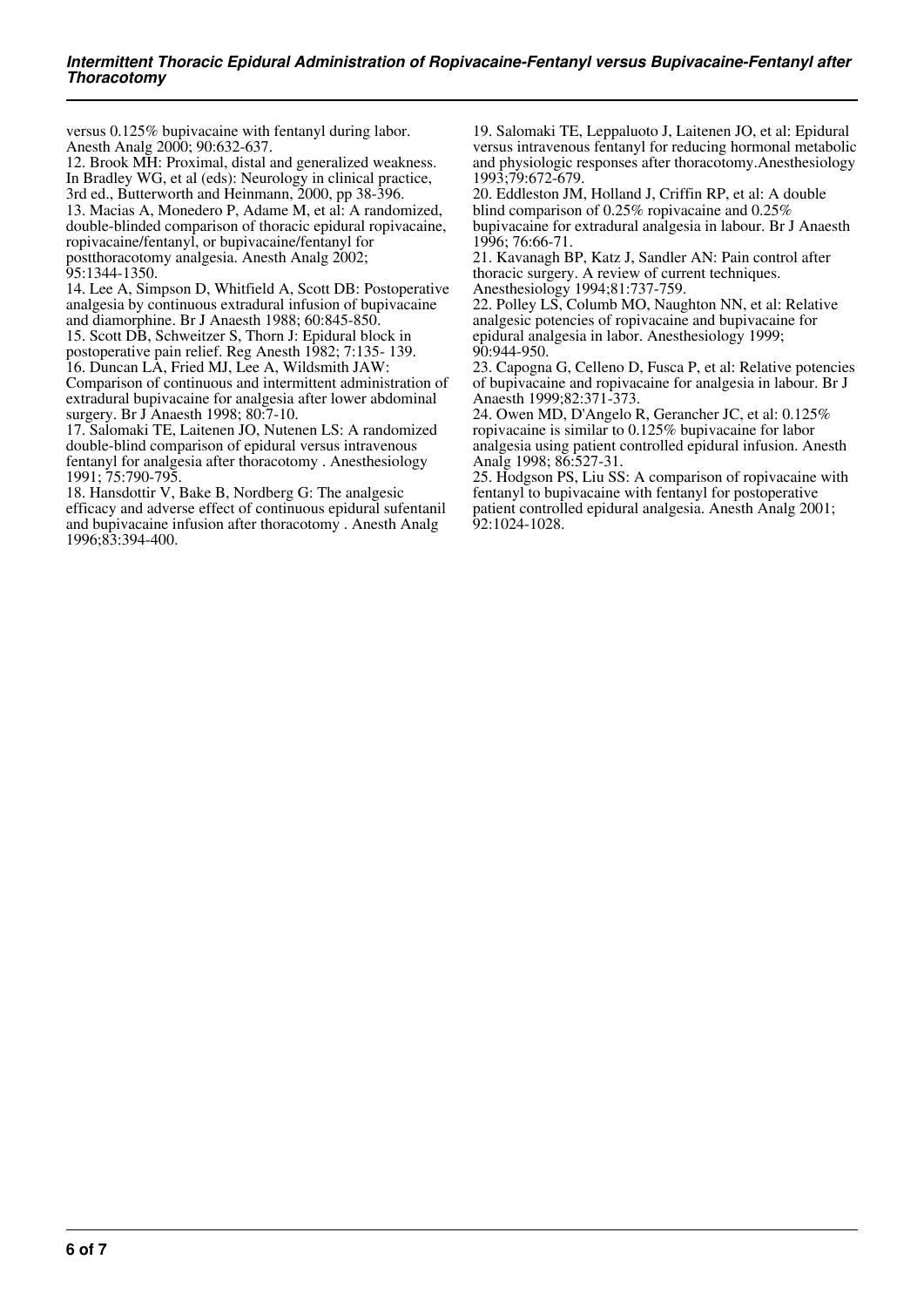versus 0.125% bupivacaine with fentanyl during labor. Anesth Analg 2000; 90:632-637.

12. Brook MH: Proximal, distal and generalized weakness. In Bradley WG, et al (eds): Neurology in clinical practice, 3rd ed., Butterworth and Heinmann, 2000, pp 38-396.

13. Macias A, Monedero P, Adame M, et al: A randomized, double-blinded comparison of thoracic epidural ropivacaine, ropivacaine/fentanyl, or bupivacaine/fentanyl for postthoracotomy analgesia. Anesth Analg 2002; 95:1344-1350.

14. Lee A, Simpson D, Whitfield A, Scott DB: Postoperative analgesia by continuous extradural infusion of bupivacaine and diamorphine. Br J Anaesth 1988; 60:845-850.

15. Scott DB, Schweitzer S, Thorn J: Epidural block in postoperative pain relief. Reg Anesth 1982; 7:135- 139.

16. Duncan LA, Fried MJ, Lee A, Wildsmith JAW: Comparison of continuous and intermittent administration of extradural bupivacaine for analgesia after lower abdominal surgery. Br J Anaesth 1998; 80:7-10.

17. Salomaki TE, Laitenen JO, Nutenen LS: A randomized double-blind comparison of epidural versus intravenous fentanyl for analgesia after thoracotomy . Anesthesiology 1991; 75:790-795.

18. Hansdottir V, Bake B, Nordberg G: The analgesic efficacy and adverse effect of continuous epidural sufentanil and bupivacaine infusion after thoracotomy . Anesth Analg 1996;83:394-400.

19. Salomaki TE, Leppaluoto J, Laitenen JO, et al: Epidural versus intravenous fentanyl for reducing hormonal metabolic and physiologic responses after thoracotomy.Anesthesiology 1993;79:672-679.

20. Eddleston JM, Holland J, Criffin RP, et al: A double blind comparison of 0.25% ropivacaine and 0.25% bupivacaine for extradural analgesia in labour. Br J Anaesth 1996; 76:66-71.

21. Kavanagh BP, Katz J, Sandler AN: Pain control after thoracic surgery. A review of current techniques. Anesthesiology 1994;81:737-759.

22. Polley LS, Columb MO, Naughton NN, et al: Relative analgesic potencies of ropivacaine and bupivacaine for epidural analgesia in labor. Anesthesiology 1999; 90:944-950.

23. Capogna G, Celleno D, Fusca P, et al: Relative potencies of bupivacaine and ropivacaine for analgesia in labour. Br J Anaesth 1999;82:371-373.

24. Owen MD, D'Angelo R, Gerancher JC, et al: 0.125% ropivacaine is similar to 0.125% bupivacaine for labor analgesia using patient controlled epidural infusion. Anesth Analg 1998; 86:527-31.

25. Hodgson PS, Liu SS: A comparison of ropivacaine with fentanyl to bupivacaine with fentanyl for postoperative patient controlled epidural analgesia. Anesth Analg 2001; 92:1024-1028.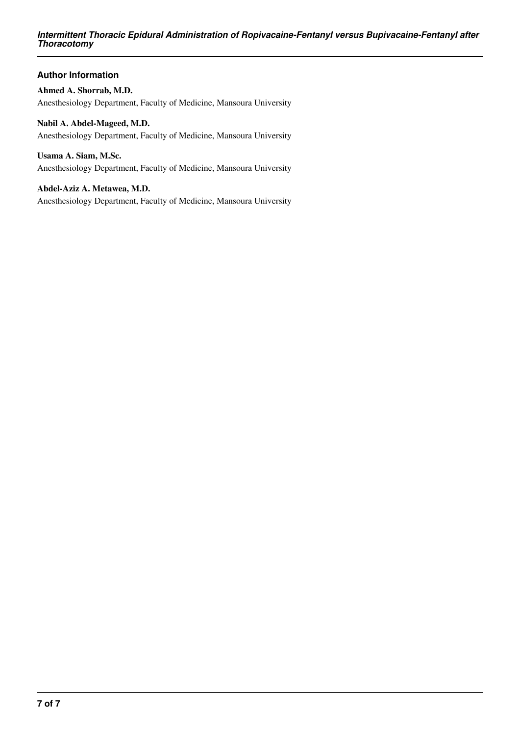### Author Information

**Ahmed A. Shorrab, M.D.**
Anesthesiology Department, Faculty of Medicine, Mansoura University

**Nabil A. Abdel-Mageed, M.D.**
Anesthesiology Department, Faculty of Medicine, Mansoura University

**Usama A. Siam, M.Sc.**
Anesthesiology Department, Faculty of Medicine, Mansoura University

**Abdel-Aziz A. Metawea, M.D.**
Anesthesiology Department, Faculty of Medicine, Mansoura University